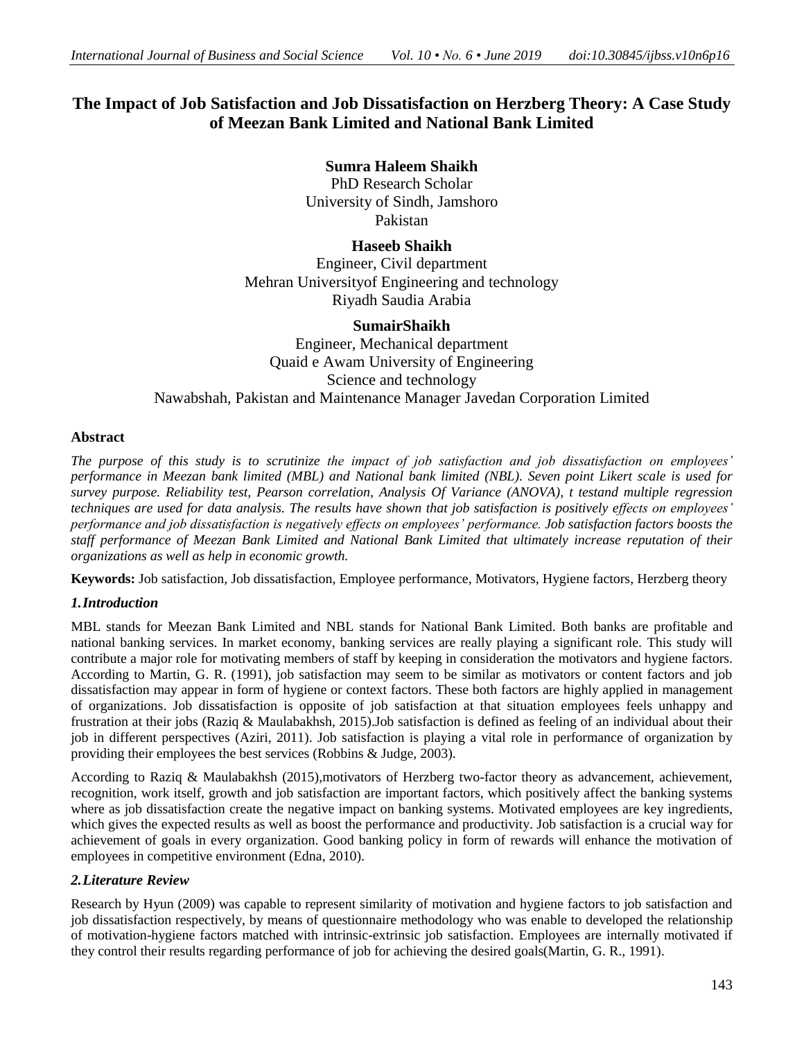# The Impact of Job Satisfaction and Job Dissatisfaction on Herzberg Theory: A Case Study of Meezan Bank Limited and National Bank Limited

**Sumra Haleem Shaikh**
PhD Research Scholar
University of Sindh, Jamshoro
Pakistan

**Haseeb Shaikh**
Engineer, Civil department
Mehran Universityof Engineering and technology
Riyadh Saudia Arabia

**SumairShaikh**
Engineer, Mechanical department
Quaid e Awam University of Engineering
Science and technology
Nawabshah, Pakistan and Maintenance Manager Javedan Corporation Limited

## Abstract

*The purpose of this study is to scrutinize the impact of job satisfaction and job dissatisfaction on employees' performance in Meezan bank limited (MBL) and National bank limited (NBL). Seven point Likert scale is used for survey purpose. Reliability test, Pearson correlation, Analysis Of Variance (ANOVA), t testand multiple regression techniques are used for data analysis. The results have shown that job satisfaction is positively effects on employees' performance and job dissatisfaction is negatively effects on employees' performance. Job satisfaction factors boosts the staff performance of Meezan Bank Limited and National Bank Limited that ultimately increase reputation of their organizations as well as help in economic growth.*

**Keywords:** Job satisfaction, Job dissatisfaction, Employee performance, Motivators, Hygiene factors, Herzberg theory

## *1.Introduction*

MBL stands for Meezan Bank Limited and NBL stands for National Bank Limited. Both banks are profitable and national banking services. In market economy, banking services are really playing a significant role. This study will contribute a major role for motivating members of staff by keeping in consideration the motivators and hygiene factors. According to Martin, G. R. (1991), job satisfaction may seem to be similar as motivators or content factors and job dissatisfaction may appear in form of hygiene or context factors. These both factors are highly applied in management of organizations. Job dissatisfaction is opposite of job satisfaction at that situation employees feels unhappy and frustration at their jobs (Raziq & Maulabakhsh, 2015).Job satisfaction is defined as feeling of an individual about their job in different perspectives (Aziri, 2011). Job satisfaction is playing a vital role in performance of organization by providing their employees the best services (Robbins & Judge, 2003).

According to Raziq & Maulabakhsh (2015),motivators of Herzberg two-factor theory as advancement, achievement, recognition, work itself, growth and job satisfaction are important factors, which positively affect the banking systems where as job dissatisfaction create the negative impact on banking systems. Motivated employees are key ingredients, which gives the expected results as well as boost the performance and productivity. Job satisfaction is a crucial way for achievement of goals in every organization. Good banking policy in form of rewards will enhance the motivation of employees in competitive environment (Edna, 2010).

## *2.Literature Review*

Research by Hyun (2009) was capable to represent similarity of motivation and hygiene factors to job satisfaction and job dissatisfaction respectively, by means of questionnaire methodology who was enable to developed the relationship of motivation-hygiene factors matched with intrinsic-extrinsic job satisfaction. Employees are internally motivated if they control their results regarding performance of job for achieving the desired goals(Martin, G. R., 1991).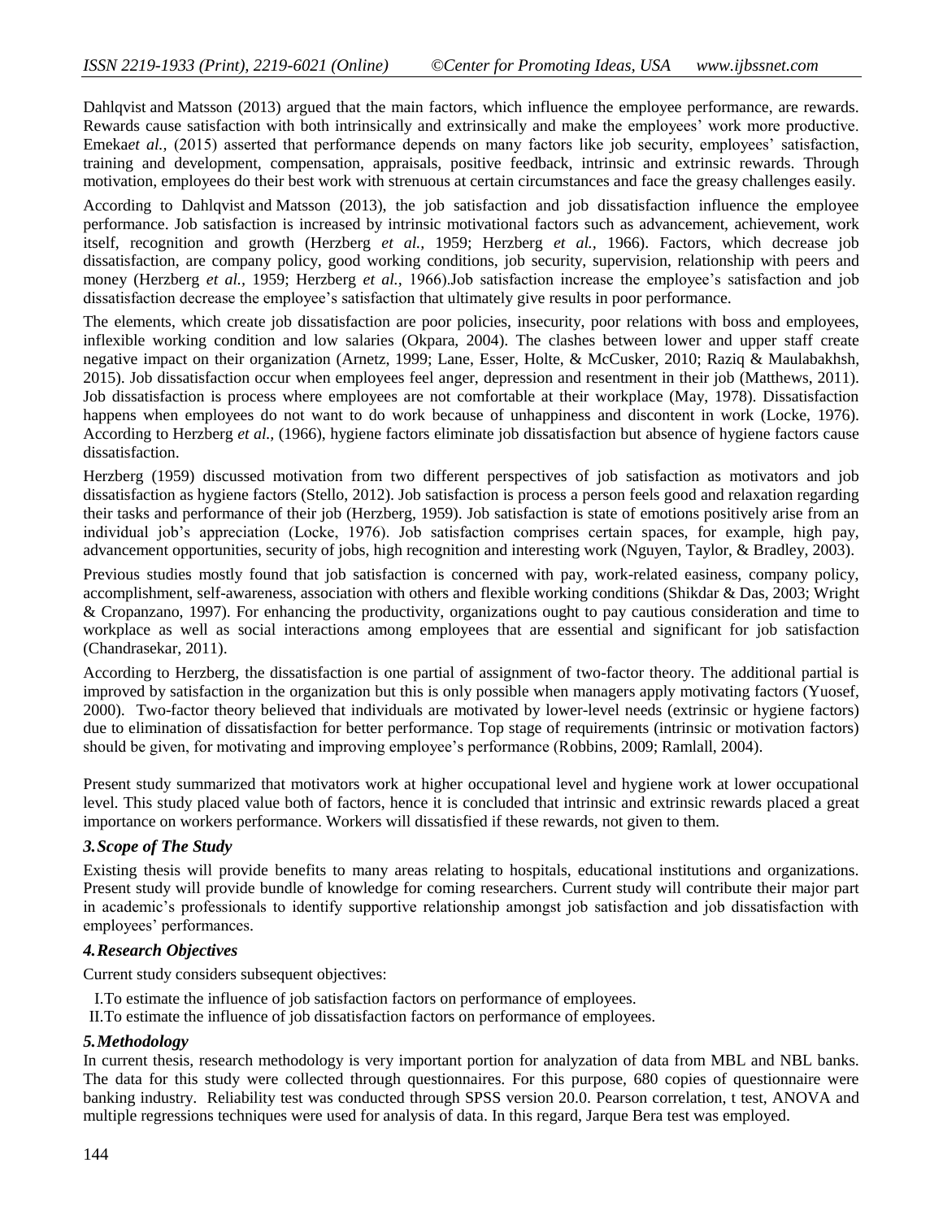Dahlqvist and Matsson (2013) argued that the main factors, which influence the employee performance, are rewards. Rewards cause satisfaction with both intrinsically and extrinsically and make the employees' work more productive. Emeka*et al.,* (2015) asserted that performance depends on many factors like job security, employees' satisfaction, training and development, compensation, appraisals, positive feedback, intrinsic and extrinsic rewards. Through motivation, employees do their best work with strenuous at certain circumstances and face the greasy challenges easily.

According to Dahlqvist and Matsson (2013), the job satisfaction and job dissatisfaction influence the employee performance. Job satisfaction is increased by intrinsic motivational factors such as advancement, achievement, work itself, recognition and growth (Herzberg *et al.,* 1959; Herzberg *et al.,* 1966). Factors, which decrease job dissatisfaction, are company policy, good working conditions, job security, supervision, relationship with peers and money (Herzberg *et al.,* 1959; Herzberg *et al.,* 1966).Job satisfaction increase the employee's satisfaction and job dissatisfaction decrease the employee's satisfaction that ultimately give results in poor performance.

The elements, which create job dissatisfaction are poor policies, insecurity, poor relations with boss and employees, inflexible working condition and low salaries (Okpara, 2004). The clashes between lower and upper staff create negative impact on their organization (Arnetz, 1999; Lane, Esser, Holte, & McCusker, 2010; Raziq & Maulabakhsh, 2015). Job dissatisfaction occur when employees feel anger, depression and resentment in their job (Matthews, 2011). Job dissatisfaction is process where employees are not comfortable at their workplace (May, 1978). Dissatisfaction happens when employees do not want to do work because of unhappiness and discontent in work (Locke, 1976). According to Herzberg *et al.,* (1966), hygiene factors eliminate job dissatisfaction but absence of hygiene factors cause dissatisfaction.

Herzberg (1959) discussed motivation from two different perspectives of job satisfaction as motivators and job dissatisfaction as hygiene factors (Stello, 2012). Job satisfaction is process a person feels good and relaxation regarding their tasks and performance of their job (Herzberg, 1959). Job satisfaction is state of emotions positively arise from an individual job's appreciation (Locke, 1976). Job satisfaction comprises certain spaces, for example, high pay, advancement opportunities, security of jobs, high recognition and interesting work (Nguyen, Taylor, & Bradley, 2003).

Previous studies mostly found that job satisfaction is concerned with pay, work-related easiness, company policy, accomplishment, self-awareness, association with others and flexible working conditions (Shikdar & Das, 2003; Wright & Cropanzano, 1997). For enhancing the productivity, organizations ought to pay cautious consideration and time to workplace as well as social interactions among employees that are essential and significant for job satisfaction (Chandrasekar, 2011).

According to Herzberg, the dissatisfaction is one partial of assignment of two-factor theory. The additional partial is improved by satisfaction in the organization but this is only possible when managers apply motivating factors (Yuosef, 2000). Two-factor theory believed that individuals are motivated by lower-level needs (extrinsic or hygiene factors) due to elimination of dissatisfaction for better performance. Top stage of requirements (intrinsic or motivation factors) should be given, for motivating and improving employee's performance (Robbins, 2009; Ramlall, 2004).

Present study summarized that motivators work at higher occupational level and hygiene work at lower occupational level. This study placed value both of factors, hence it is concluded that intrinsic and extrinsic rewards placed a great importance on workers performance. Workers will dissatisfied if these rewards, not given to them.

### *3. Scope of The Study*

Existing thesis will provide benefits to many areas relating to hospitals, educational institutions and organizations. Present study will provide bundle of knowledge for coming researchers. Current study will contribute their major part in academic's professionals to identify supportive relationship amongst job satisfaction and job dissatisfaction with employees' performances.

### *4. Research Objectives*

Current study considers subsequent objectives:

I. To estimate the influence of job satisfaction factors on performance of employees.
II. To estimate the influence of job dissatisfaction factors on performance of employees.

### *5. Methodology*

In current thesis, research methodology is very important portion for analyzation of data from MBL and NBL banks. The data for this study were collected through questionnaires. For this purpose, 680 copies of questionnaire were banking industry. Reliability test was conducted through SPSS version 20.0. Pearson correlation, t test, ANOVA and multiple regressions techniques were used for analysis of data. In this regard, Jarque Bera test was employed.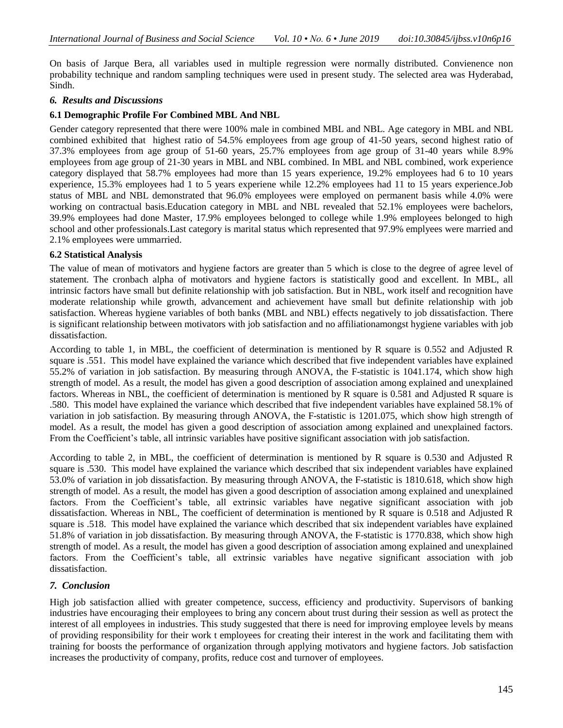On basis of Jarque Bera, all variables used in multiple regression were normally distributed. Convienence non probability technique and random sampling techniques were used in present study. The selected area was Hyderabad, Sindh.

## *6. Results and Discussions*

### 6.1 Demographic Profile For Combined MBL And NBL

Gender category represented that there were 100% male in combined MBL and NBL. Age category in MBL and NBL combined exhibited that highest ratio of 54.5% employees from age group of 41-50 years, second highest ratio of 37.3% employees from age group of 51-60 years, 25.7% employees from age group of 31-40 years while 8.9% employees from age group of 21-30 years in MBL and NBL combined. In MBL and NBL combined, work experience category displayed that 58.7% employees had more than 15 years experience, 19.2% employees had 6 to 10 years experience, 15.3% employees had 1 to 5 years experiene while 12.2% employees had 11 to 15 years experience.Job status of MBL and NBL demonstrated that 96.0% employees were employed on permanent basis while 4.0% were working on contractual basis.Education category in MBL and NBL revealed that 52.1% employees were bachelors, 39.9% employees had done Master, 17.9% employees belonged to college while 1.9% employees belonged to high school and other professionals.Last category is marital status which represented that 97.9% emplyees were married and 2.1% employees were ummarried.

### 6.2 Statistical Analysis

The value of mean of motivators and hygiene factors are greater than 5 which is close to the degree of agree level of statement. The cronbach alpha of motivators and hygiene factors is statistically good and excellent. In MBL, all intrinsic factors have small but definite relationship with job satisfaction. But in NBL, work itself and recognition have moderate relationship while growth, advancement and achievement have small but definite relationship with job satisfaction. Whereas hygiene variables of both banks (MBL and NBL) effects negatively to job dissatisfaction. There is significant relationship between motivators with job satisfaction and no affiliationamongst hygiene variables with job dissatisfaction.

According to table 1, in MBL, the coefficient of determination is mentioned by R square is 0.552 and Adjusted R square is .551. This model have explained the variance which described that five independent variables have explained 55.2% of variation in job satisfaction. By measuring through ANOVA, the F-statistic is 1041.174, which show high strength of model. As a result, the model has given a good description of association among explained and unexplained factors. Whereas in NBL, the coefficient of determination is mentioned by R square is 0.581 and Adjusted R square is .580. This model have explained the variance which described that five independent variables have explained 58.1% of variation in job satisfaction. By measuring through ANOVA, the F-statistic is 1201.075, which show high strength of model. As a result, the model has given a good description of association among explained and unexplained factors. From the Coefficient's table, all intrinsic variables have positive significant association with job satisfaction.

According to table 2, in MBL, the coefficient of determination is mentioned by R square is 0.530 and Adjusted R square is .530. This model have explained the variance which described that six independent variables have explained 53.0% of variation in job dissatisfaction. By measuring through ANOVA, the F-statistic is 1810.618, which show high strength of model. As a result, the model has given a good description of association among explained and unexplained factors. From the Coefficient's table, all extrinsic variables have negative significant association with job dissatisfaction. Whereas in NBL, The coefficient of determination is mentioned by R square is 0.518 and Adjusted R square is .518. This model have explained the variance which described that six independent variables have explained 51.8% of variation in job dissatisfaction. By measuring through ANOVA, the F-statistic is 1770.838, which show high strength of model. As a result, the model has given a good description of association among explained and unexplained factors. From the Coefficient's table, all extrinsic variables have negative significant association with job dissatisfaction.

## *7. Conclusion*

High job satisfaction allied with greater competence, success, efficiency and productivity. Supervisors of banking industries have encouraging their employees to bring any concern about trust during their session as well as protect the interest of all employees in industries. This study suggested that there is need for improving employee levels by means of providing responsibility for their work t employees for creating their interest in the work and facilitating them with training for boosts the performance of organization through applying motivators and hygiene factors. Job satisfaction increases the productivity of company, profits, reduce cost and turnover of employees.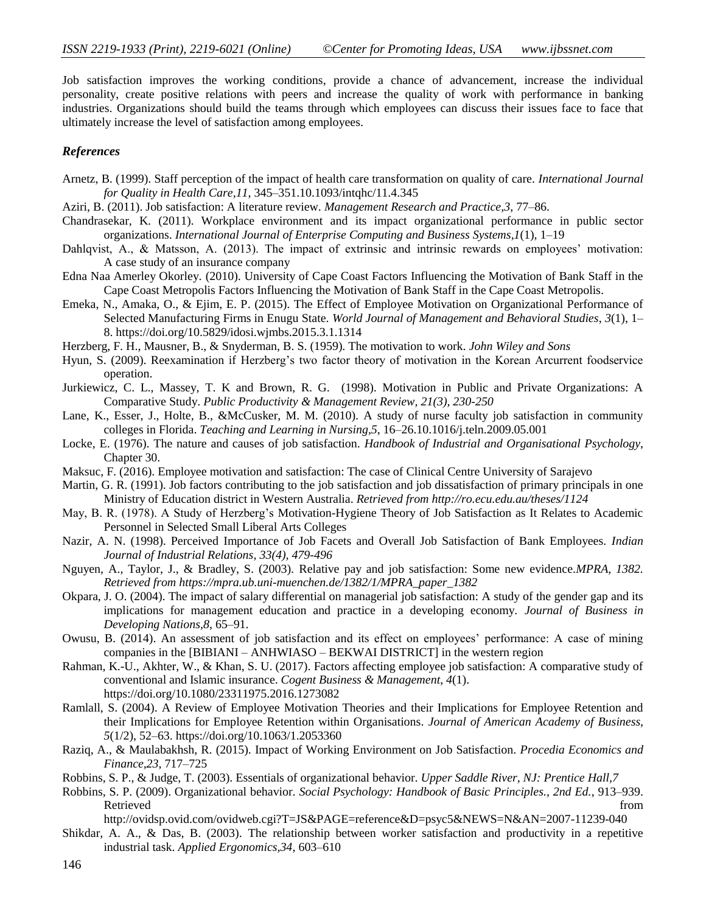Job satisfaction improves the working conditions, provide a chance of advancement, increase the individual personality, create positive relations with peers and increase the quality of work with performance in banking industries. Organizations should build the teams through which employees can discuss their issues face to face that ultimately increase the level of satisfaction among employees.

### *References*

Arnetz, B. (1999). Staff perception of the impact of health care transformation on quality of care. *International Journal for Quality in Health Care*,*11*, 345–351.10.1093/intqhc/11.4.345

Aziri, B. (2011). Job satisfaction: A literature review. *Management Research and Practice*,*3*, 77–86.

Chandrasekar, K. (2011). Workplace environment and its impact organizational performance in public sector organizations. *International Journal of Enterprise Computing and Business Systems*,*1*(1), 1–19

Dahlqvist, A., & Matsson, A. (2013). The impact of extrinsic and intrinsic rewards on employees' motivation: A case study of an insurance company

Edna Naa Amerley Okorley. (2010). University of Cape Coast Factors Influencing the Motivation of Bank Staff in the Cape Coast Metropolis Factors Influencing the Motivation of Bank Staff in the Cape Coast Metropolis.

Emeka, N., Amaka, O., & Ejim, E. P. (2015). The Effect of Employee Motivation on Organizational Performance of Selected Manufacturing Firms in Enugu State. *World Journal of Management and Behavioral Studies*, *3*(1), 1–8. https://doi.org/10.5829/idosi.wjmbs.2015.3.1.1314

Herzberg, F. H., Mausner, B., & Snyderman, B. S. (1959). The motivation to work. *John Wiley and Sons*

Hyun, S. (2009). Reexamination if Herzberg's two factor theory of motivation in the Korean Arcurrent foodservice operation.

Jurkiewicz, C. L., Massey, T. K and Brown, R. G. (1998). Motivation in Public and Private Organizations: A Comparative Study. *Public Productivity & Management Review, 21(3), 230-250*

Lane, K., Esser, J., Holte, B., &McCusker, M. M. (2010). A study of nurse faculty job satisfaction in community colleges in Florida. *Teaching and Learning in Nursing*,*5*, 16–26.10.1016/j.teln.2009.05.001

Locke, E. (1976). The nature and causes of job satisfaction. *Handbook of Industrial and Organisational Psychology*, Chapter 30.

Maksuc, F. (2016). Employee motivation and satisfaction: The case of Clinical Centre University of Sarajevo

Martin, G. R. (1991). Job factors contributing to the job satisfaction and job dissatisfaction of primary principals in one Ministry of Education district in Western Australia. *Retrieved from http://ro.ecu.edu.au/theses/1124*

May, B. R. (1978). A Study of Herzberg's Motivation-Hygiene Theory of Job Satisfaction as It Relates to Academic Personnel in Selected Small Liberal Arts Colleges

Nazir, A. N. (1998). Perceived Importance of Job Facets and Overall Job Satisfaction of Bank Employees. *Indian Journal of Industrial Relations, 33(4), 479-496*

Nguyen, A., Taylor, J., & Bradley, S. (2003). Relative pay and job satisfaction: Some new evidence.*MPRA, 1382. Retrieved from https://mpra.ub.uni-muenchen.de/1382/1/MPRA_paper_1382*

Okpara, J. O. (2004). The impact of salary differential on managerial job satisfaction: A study of the gender gap and its implications for management education and practice in a developing economy. *Journal of Business in Developing Nations*,*8*, 65–91.

Owusu, B. (2014). An assessment of job satisfaction and its effect on employees' performance: A case of mining companies in the [BIBIANI – ANHWIASO – BEKWAI DISTRICT] in the western region

Rahman, K.-U., Akhter, W., & Khan, S. U. (2017). Factors affecting employee job satisfaction: A comparative study of conventional and Islamic insurance. *Cogent Business & Management*, *4*(1). https://doi.org/10.1080/23311975.2016.1273082

Ramlall, S. (2004). A Review of Employee Motivation Theories and their Implications for Employee Retention and their Implications for Employee Retention within Organisations. *Journal of American Academy of Business*, *5*(1/2), 52–63. https://doi.org/10.1063/1.2053360

Raziq, A., & Maulabakhsh, R. (2015). Impact of Working Environment on Job Satisfaction. *Procedia Economics and Finance*,*23*, 717–725

Robbins, S. P., & Judge, T. (2003). Essentials of organizational behavior. *Upper Saddle River, NJ: Prentice Hall*,*7*

Robbins, S. P. (2009). Organizational behavior. *Social Psychology: Handbook of Basic Principles., 2nd Ed.*, 913–939. Retrieved from http://ovidsp.ovid.com/ovidweb.cgi?T=JS&PAGE=reference&D=psyc5&NEWS=N&AN=2007-11239-040

Shikdar, A. A., & Das, B. (2003). The relationship between worker satisfaction and productivity in a repetitive industrial task. *Applied Ergonomics*,*34*, 603–610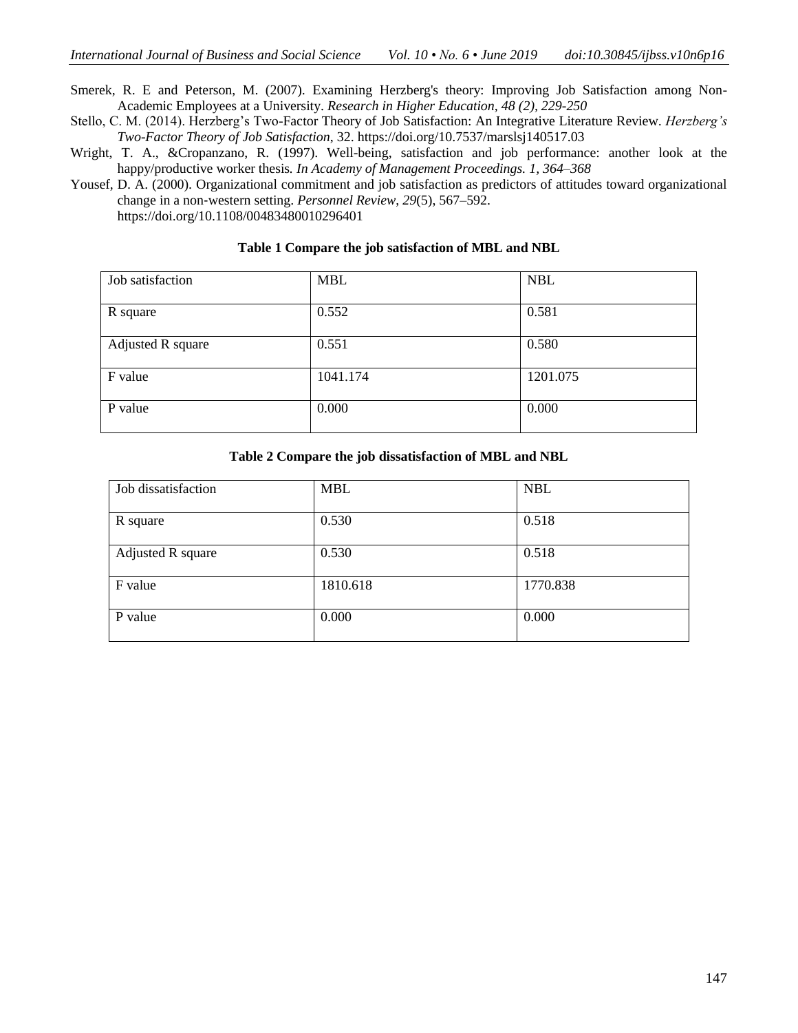Smerek, R. E and Peterson, M. (2007). Examining Herzberg's theory: Improving Job Satisfaction among Non-Academic Employees at a University. *Research in Higher Education, 48 (2), 229-250*

Stello, C. M. (2014). Herzberg's Two-Factor Theory of Job Satisfaction: An Integrative Literature Review. *Herzberg's Two-Factor Theory of Job Satisfaction*, 32. https://doi.org/10.7537/marslsj140517.03

Wright, T. A., &Cropanzano, R. (1997). Well-being, satisfaction and job performance: another look at the happy/productive worker thesis*. In Academy of Management Proceedings. 1, 364–368*

Yousef, D. A. (2000). Organizational commitment and job satisfaction as predictors of attitudes toward organizational change in a non-western setting. *Personnel Review*, *29*(5), 567–592. https://doi.org/10.1108/00483480010296401

**Table 1 Compare the job satisfaction of MBL and NBL**

| Job satisfaction | MBL | NBL |
|---|---|---|
| R square | 0.552 | 0.581 |
| Adjusted R square | 0.551 | 0.580 |
| F value | 1041.174 | 1201.075 |
| P value | 0.000 | 0.000 |

**Table 2 Compare the job dissatisfaction of MBL and NBL**

| Job dissatisfaction | MBL | NBL |
|---|---|---|
| R square | 0.530 | 0.518 |
| Adjusted R square | 0.530 | 0.518 |
| F value | 1810.618 | 1770.838 |
| P value | 0.000 | 0.000 |